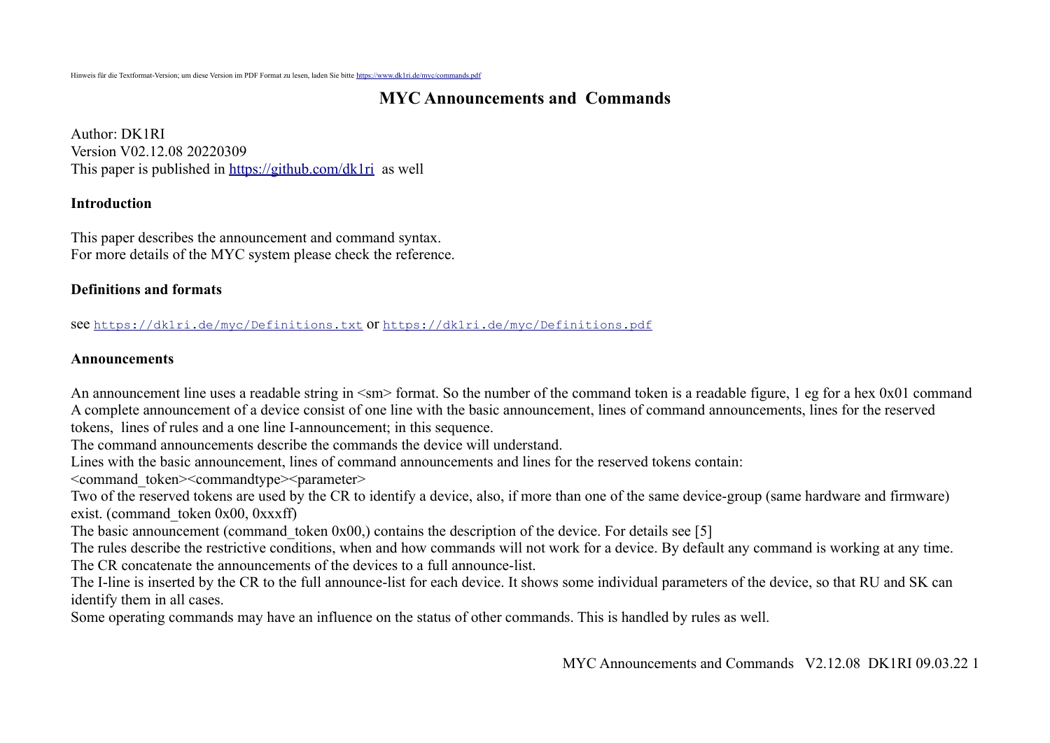Hinweis für die Textformat-Version; um diese Version im PDF Format zu lesen, laden Sie bitte https://www.dk1ri.de/myc/commands.pdf

# MYC Announcements and Commands

Author: DK1RI
Version V02.12.08 20220309
This paper is published in https://github.com/dk1ri as well

## Introduction

This paper describes the announcement and command syntax.
For more details of the MYC system please check the reference.

## Definitions and formats

see `https://dk1ri.de/myc/Definitions.txt` or `https://dk1ri.de/myc/Definitions.pdf`

## Announcements

An announcement line uses a readable string in <sm> format. So the number of the command token is a readable figure, 1 eg for a hex 0x01 command
A complete announcement of a device consist of one line with the basic announcement, lines of command announcements, lines for the reserved tokens, lines of rules and a one line I-announcement; in this sequence.
The command announcements describe the commands the device will understand.
Lines with the basic announcement, lines of command announcements and lines for the reserved tokens contain:
<command_token><commandtype><parameter>
Two of the reserved tokens are used by the CR to identify a device, also, if more than one of the same device-group (same hardware and firmware) exist. (command_token 0x00, 0xxxff)
The basic announcement (command_token 0x00,) contains the description of the device. For details see [5]
The rules describe the restrictive conditions, when and how commands will not work for a device. By default any command is working at any time.
The CR concatenate the announcements of the devices to a full announce-list.
The I-line is inserted by the CR to the full announce-list for each device. It shows some individual parameters of the device, so that RU and SK can identify them in all cases.
Some operating commands may have an influence on the status of other commands. This is handled by rules as well.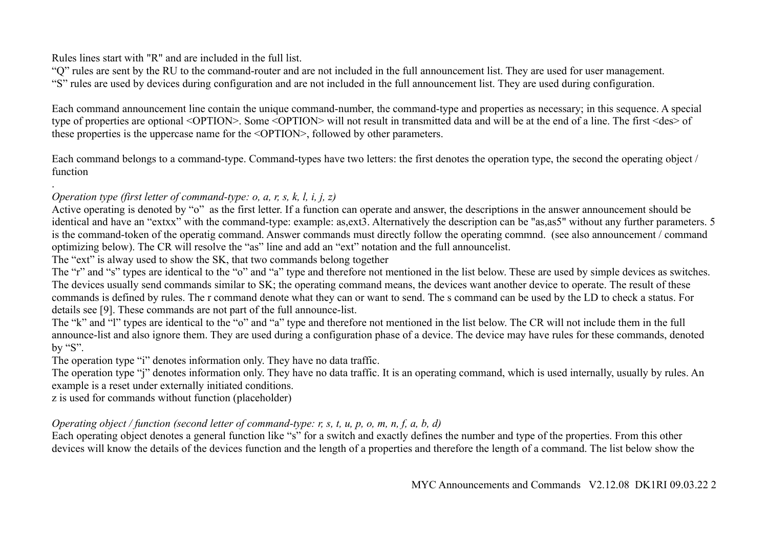Rules lines start with "R" and are included in the full list.
“Q” rules are sent by the RU to the command-router and are not included in the full announcement list. They are used for user management.
“S” rules are used by devices during configuration and are not included in the full announcement list. They are used during configuration.

Each command announcement line contain the unique command-number, the command-type and properties as necessary; in this sequence. A special type of properties are optional <OPTION>. Some <OPTION> will not result in transmitted data and will be at the end of a line. The first <des> of these properties is the uppercase name for the <OPTION>, followed by other parameters.

Each command belongs to a command-type. Command-types have two letters: the first denotes the operation type, the second the operating object / function

.

*Operation type (first letter of command-type: o, a, r, s, k, l, i, j, z)*
Active operating is denoted by “o” as the first letter. If a function can operate and answer, the descriptions in the answer announcement should be identical and have an “extxx” with the command-type: example: as,ext3. Alternatively the description can be "as,as5" without any further parameters. 5 is the command-token of the operatig command. Answer commands must directly follow the operating commnd. (see also announcement / command optimizing below). The CR will resolve the “as” line and add an “ext” notation and the full announcelist.
The “ext” is alway used to show the SK, that two commands belong together
The “r” and “s” types are identical to the “o” and “a” type and therefore not mentioned in the list below. These are used by simple devices as switches. The devices usually send commands similar to SK; the operating command means, the devices want another device to operate. The result of these commands is defined by rules. The r command denote what they can or want to send. The s command can be used by the LD to check a status. For details see [9]. These commands are not part of the full announce-list.
The “k” and “l” types are identical to the “o” and “a” type and therefore not mentioned in the list below. The CR will not include them in the full announce-list and also ignore them. They are used during a configuration phase of a device. The device may have rules for these commands, denoted by “S”.
The operation type “i” denotes information only. They have no data traffic.
The operation type “j” denotes information only. They have no data traffic. It is an operating command, which is used internally, usually by rules. An example is a reset under externally initiated conditions.
z is used for commands without function (placeholder)

*Operating object / function (second letter of command-type: r, s, t, u, p, o, m, n, f, a, b, d)*
Each operating object denotes a general function like “s” for a switch and exactly defines the number and type of the properties. From this other devices will know the details of the devices function and the length of a properties and therefore the length of a command. The list below show the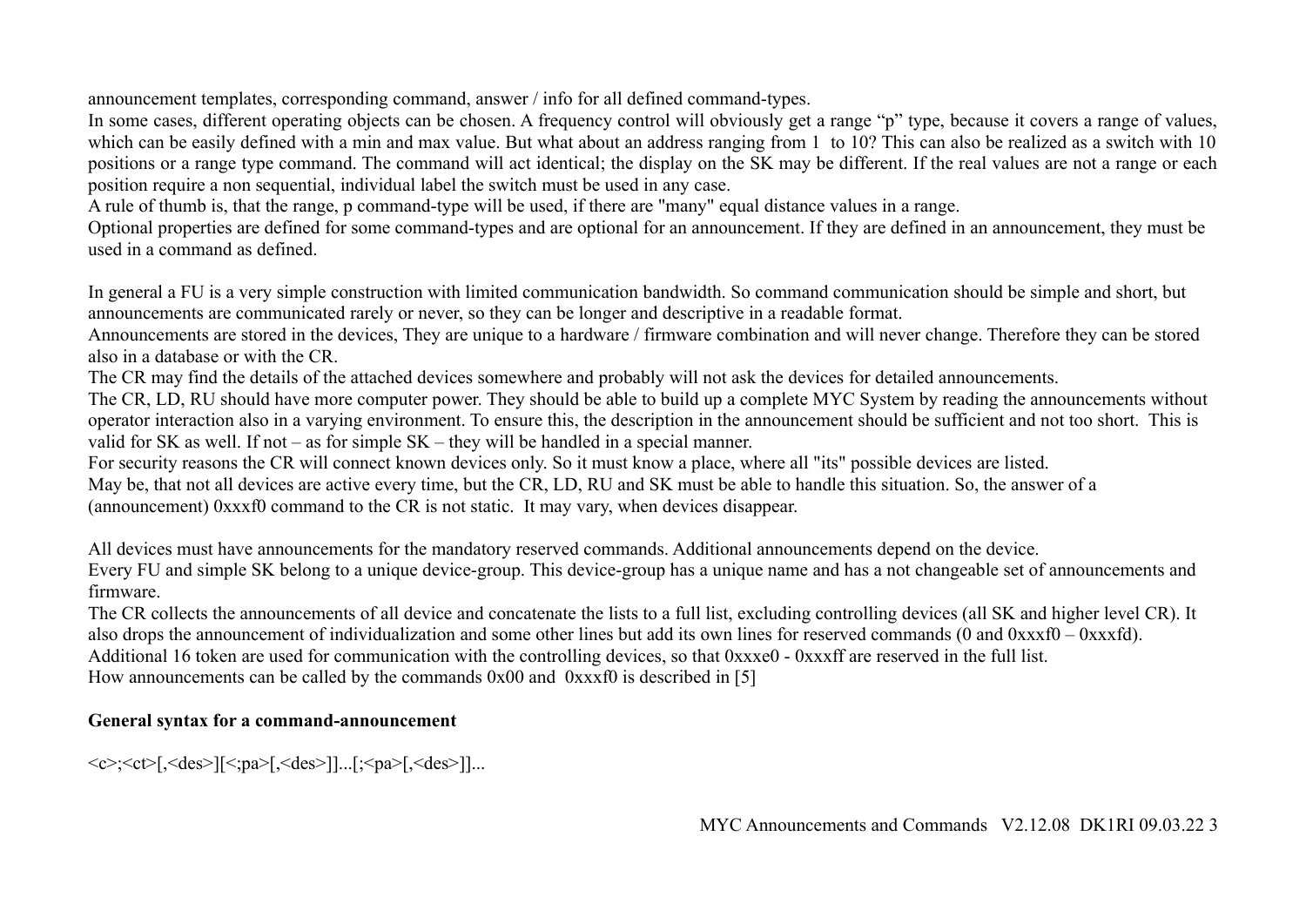announcement templates, corresponding command, answer / info for all defined command-types.
In some cases, different operating objects can be chosen. A frequency control will obviously get a range “p” type, because it covers a range of values, which can be easily defined with a min and max value. But what about an address ranging from 1  to 10? This can also be realized as a switch with 10 positions or a range type command. The command will act identical; the display on the SK may be different. If the real values are not a range or each position require a non sequential, individual label the switch must be used in any case.
A rule of thumb is, that the range, p command-type will be used, if there are "many" equal distance values in a range.
Optional properties are defined for some command-types and are optional for an announcement. If they are defined in an announcement, they must be used in a command as defined.

In general a FU is a very simple construction with limited communication bandwidth. So command communication should be simple and short, but announcements are communicated rarely or never, so they can be longer and descriptive in a readable format.
Announcements are stored in the devices, They are unique to a hardware / firmware combination and will never change. Therefore they can be stored also in a database or with the CR.
The CR may find the details of the attached devices somewhere and probably will not ask the devices for detailed announcements.
The CR, LD, RU should have more computer power. They should be able to build up a complete MYC System by reading the announcements without operator interaction also in a varying environment. To ensure this, the description in the announcement should be sufficient and not too short.  This is valid for SK as well. If not – as for simple SK – they will be handled in a special manner.
For security reasons the CR will connect known devices only. So it must know a place, where all "its" possible devices are listed.
May be, that not all devices are active every time, but the CR, LD, RU and SK must be able to handle this situation. So, the answer of a (announcement) 0xxxf0 command to the CR is not static.  It may vary, when devices disappear.

All devices must have announcements for the mandatory reserved commands. Additional announcements depend on the device.
Every FU and simple SK belong to a unique device-group. This device-group has a unique name and has a not changeable set of announcements and firmware.
The CR collects the announcements of all device and concatenate the lists to a full list, excluding controlling devices (all SK and higher level CR). It also drops the announcement of individualization and some other lines but add its own lines for reserved commands (0 and 0xxxf0 – 0xxxfd).
Additional 16 token are used for communication with the controlling devices, so that 0xxxe0 - 0xxxff are reserved in the full list.
How announcements can be called by the commands 0x00 and  0xxxf0 is described in [5]

**General syntax for a command-announcement**

<c>;<ct>[,<des>][<;pa>[,<des>]]...[;<pa>[,<des>]]...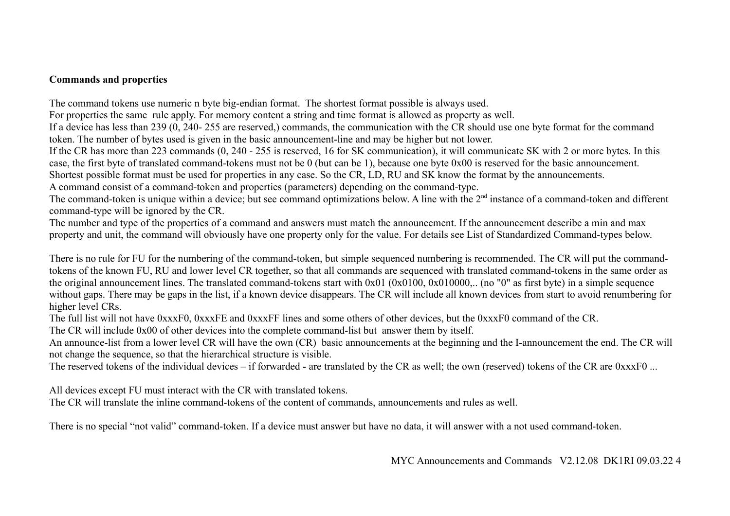**Commands and properties**

The command tokens use numeric n byte big-endian format. The shortest format possible is always used.
For properties the same rule apply. For memory content a string and time format is allowed as property as well.
If a device has less than 239 (0, 240- 255 are reserved,) commands, the communication with the CR should use one byte format for the command token. The number of bytes used is given in the basic announcement-line and may be higher but not lower.
If the CR has more than 223 commands (0, 240 - 255 is reserved, 16 for SK communication), it will communicate SK with 2 or more bytes. In this case, the first byte of translated command-tokens must not be 0 (but can be 1), because one byte 0x00 is reserved for the basic announcement.
Shortest possible format must be used for properties in any case. So the CR, LD, RU and SK know the format by the announcements.
A command consist of a command-token and properties (parameters) depending on the command-type.
The command-token is unique within a device; but see command optimizations below. A line with the 2nd instance of a command-token and different command-type will be ignored by the CR.
The number and type of the properties of a command and answers must match the announcement. If the announcement describe a min and max property and unit, the command will obviously have one property only for the value. For details see List of Standardized Command-types below.

There is no rule for FU for the numbering of the command-token, but simple sequenced numbering is recommended. The CR will put the command-tokens of the known FU, RU and lower level CR together, so that all commands are sequenced with translated command-tokens in the same order as the original announcement lines. The translated command-tokens start with 0x01 (0x0100, 0x010000,.. (no "0" as first byte) in a simple sequence without gaps. There may be gaps in the list, if a known device disappears. The CR will include all known devices from start to avoid renumbering for higher level CRs.
The full list will not have 0xxxF0, 0xxxFE and 0xxxFF lines and some others of other devices, but the 0xxxF0 command of the CR.
The CR will include 0x00 of other devices into the complete command-list but answer them by itself.
An announce-list from a lower level CR will have the own (CR) basic announcements at the beginning and the I-announcement the end. The CR will not change the sequence, so that the hierarchical structure is visible.
The reserved tokens of the individual devices – if forwarded - are translated by the CR as well; the own (reserved) tokens of the CR are 0xxxF0 ...

All devices except FU must interact with the CR with translated tokens.
The CR will translate the inline command-tokens of the content of commands, announcements and rules as well.

There is no special "not valid" command-token. If a device must answer but have no data, it will answer with a not used command-token.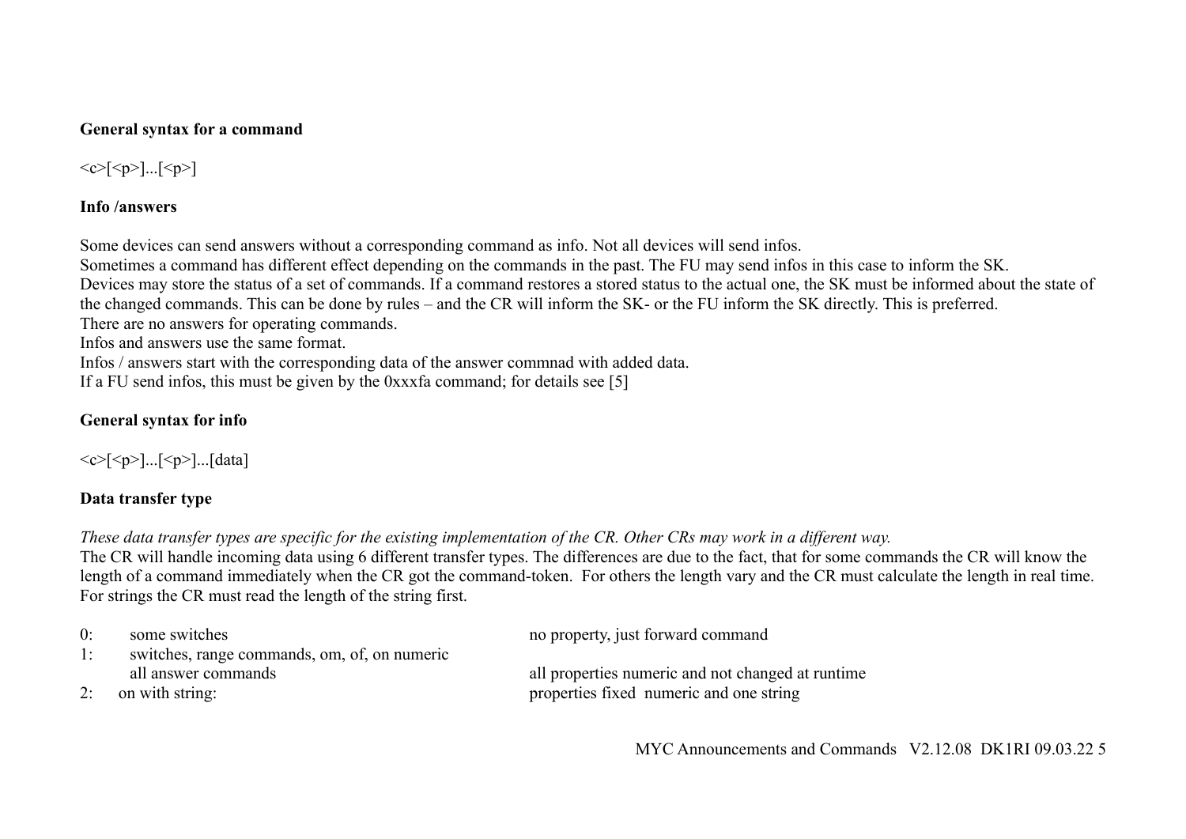**General syntax for a command**

<c>[<p>]...[<p>]

**Info /answers**

Some devices can send answers without a corresponding command as info. Not all devices will send infos.
Sometimes a command has different effect depending on the commands in the past. The FU may send infos in this case to inform the SK.
Devices may store the status of a set of commands. If a command restores a stored status to the actual one, the SK must be informed about the state of the changed commands. This can be done by rules – and the CR will inform the SK- or the FU inform the SK directly. This is preferred.
There are no answers for operating commands.
Infos and answers use the same format.
Infos / answers start with the corresponding data of the answer commnad with added data.
If a FU send infos, this must be given by the 0xxxfa command; for details see [5]

**General syntax for info**

<c>[<p>]...[<p>]...[data]

**Data transfer type**

*These data transfer types are specific for the existing implementation of the CR. Other CRs may work in a different way.*
The CR will handle incoming data using 6 different transfer types. The differences are due to the fact, that for some commands the CR will know the length of a command immediately when the CR got the command-token. For others the length vary and the CR must calculate the length in real time. For strings the CR must read the length of the string first.

| | | |
|---|---|---|
| 0: | some switches | no property, just forward command |
| 1: | switches, range commands, om, of, on numeric all answer commands | all properties numeric and not changed at runtime |
| 2: | on with string: | properties fixed numeric and one string |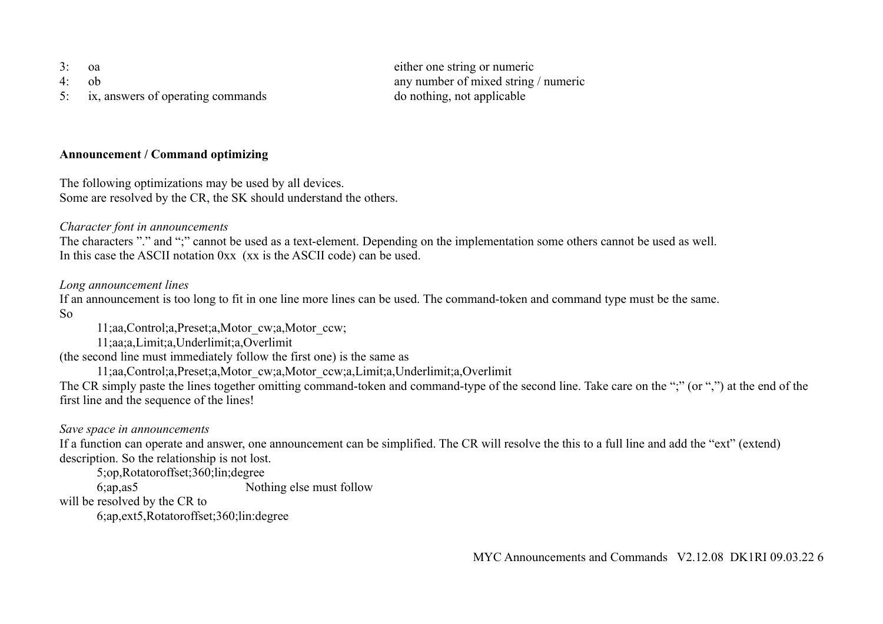| | | |
|---|---|---|
| 3: | oa | either one string or numeric |
| 4: | ob | any number of mixed string / numeric |
| 5: | ix, answers of operating commands | do nothing, not applicable |

**Announcement / Command optimizing**

The following optimizations may be used by all devices.
Some are resolved by the CR, the SK should understand the others.

*Character font in announcements*
The characters ”.” and “;” cannot be used as a text-element. Depending on the implementation some others cannot be used as well.
In this case the ASCII notation 0xx  (xx is the ASCII code) can be used.

*Long announcement lines*
If an announcement is too long to fit in one line more lines can be used. The command-token and command type must be the same.
So

```
11;aa,Control;a,Preset;a,Motor_cw;a,Motor_ccw;
11;aa;a,Limit;a,Underlimit;a,Overlimit
```

(the second line must immediately follow the first one) is the same as

```
11;aa,Control;a,Preset;a,Motor_cw;a,Motor_ccw;a,Limit;a,Underlimit;a,Overlimit
```

The CR simply paste the lines together omitting command-token and command-type of the second line. Take care on the “;” (or “,”) at the end of the first line and the sequence of the lines!

*Save space in announcements*
If a function can operate and answer, one announcement can be simplified. The CR will resolve the this to a full line and add the “ext” (extend) description. So the relationship is not lost.

```
5;op,Rotatoroffset;360;lin;degree
6;ap,as5                    Nothing else must follow
```

will be resolved by the CR to

```
6;ap,ext5,Rotatoroffset;360;lin:degree
```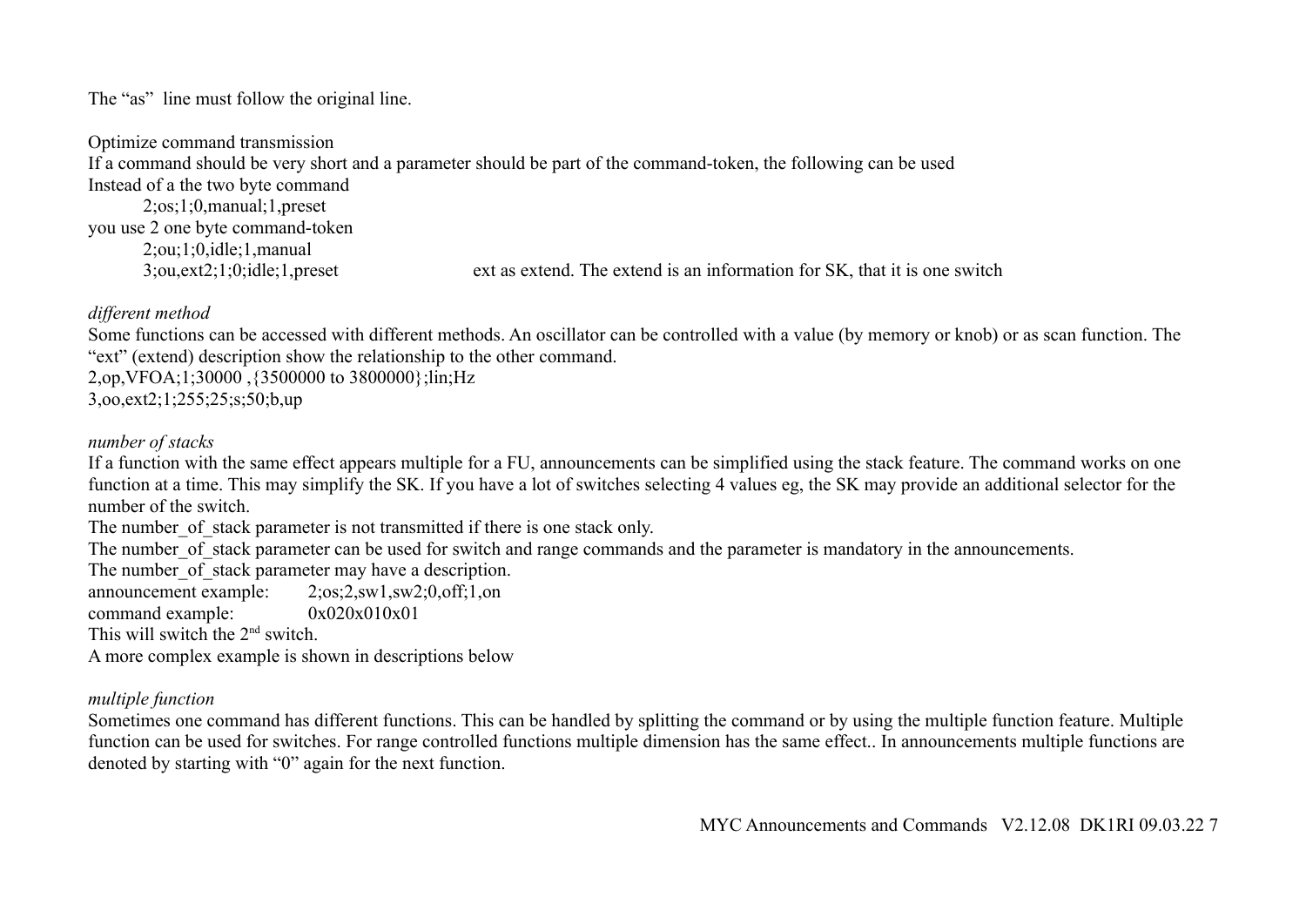The “as” line must follow the original line.

Optimize command transmission

If a command should be very short and a parameter should be part of the command-token, the following can be used

Instead of a the two byte command

    2;os;1;0,manual;1,preset

you use 2 one byte command-token

    2;ou;1;0,idle;1,manual

    3;ou,ext2;1;0;idle;1,preset          ext as extend. The extend is an information for SK, that it is one switch

*different method*

Some functions can be accessed with different methods. An oscillator can be controlled with a value (by memory or knob) or as scan function. The “ext” (extend) description show the relationship to the other command.

2,op,VFOA;1;30000 ,{3500000 to 3800000};lin;Hz

3,oo,ext2;1;255;25;s;50;b,up

*number of stacks*

If a function with the same effect appears multiple for a FU, announcements can be simplified using the stack feature. The command works on one function at a time. This may simplify the SK. If you have a lot of switches selecting 4 values eg, the SK may provide an additional selector for the number of the switch.

The number_of_stack parameter is not transmitted if there is one stack only.

The number_of_stack parameter can be used for switch and range commands and the parameter is mandatory in the announcements.

The number_of_stack parameter may have a description.

announcement example:    2;os;2,sw1,sw2;0,off;1,on

command example:    0x020x010x01

This will switch the 2nd switch.

A more complex example is shown in descriptions below

*multiple function*

Sometimes one command has different functions. This can be handled by splitting the command or by using the multiple function feature. Multiple function can be used for switches. For range controlled functions multiple dimension has the same effect.. In announcements multiple functions are denoted by starting with “0” again for the next function.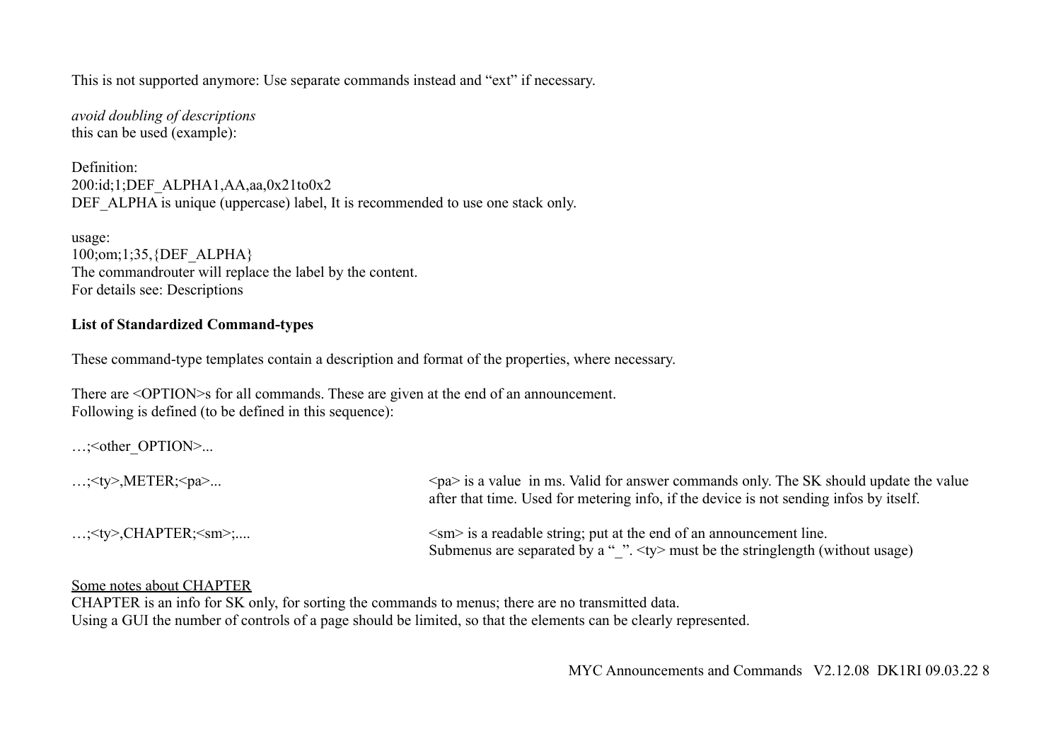This is not supported anymore: Use separate commands instead and “ext” if necessary.

*avoid doubling of descriptions*
this can be used (example):

Definition:
200:id;1;DEF_ALPHA1,AA,aa,0x21to0x2
DEF_ALPHA is unique (uppercase) label, It is recommended to use one stack only.

usage:
100;om;1;35,{DEF_ALPHA}
The commandrouter will replace the label by the content.
For details see: Descriptions

**List of Standardized Command-types**

These command-type templates contain a description and format of the properties, where necessary.

There are <OPTION>s for all commands. These are given at the end of an announcement.
Following is defined (to be defined in this sequence):

…;<other_OPTION>...

| | |
|---|---|
| …;<ty>,METER;<pa>... | <pa> is a value in ms. Valid for answer commands only. The SK should update the value after that time. Used for metering info, if the device is not sending infos by itself. |
| …;<ty>,CHAPTER;<sm>;.... | <sm> is a readable string; put at the end of an announcement line. Submenus are separated by a “_”. <ty> must be the stringlength (without usage) |

<u>Some notes about CHAPTER</u>
CHAPTER is an info for SK only, for sorting the commands to menus; there are no transmitted data.
Using a GUI the number of controls of a page should be limited, so that the elements can be clearly represented.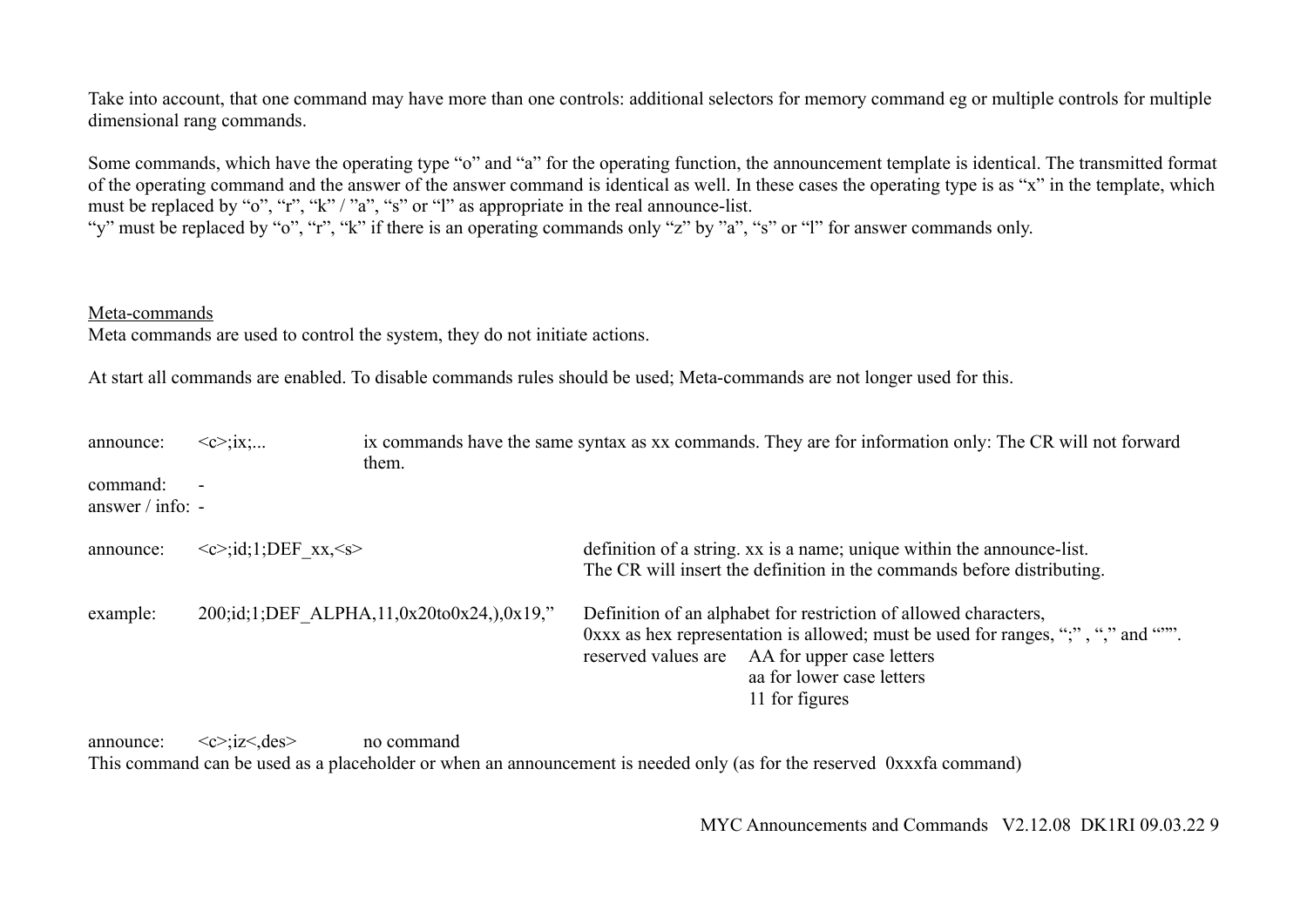Take into account, that one command may have more than one controls: additional selectors for memory command eg or multiple controls for multiple dimensional rang commands.

Some commands, which have the operating type “o” and “a” for the operating function, the announcement template is identical. The transmitted format of the operating command and the answer of the answer command is identical as well. In these cases the operating type is as “x” in the template, which must be replaced by “o”, “r”, “k” / ”a”, “s” or “l” as appropriate in the real announce-list.
“y” must be replaced by “o”, “r”, “k” if there is an operating commands only “z” by ”a”, “s” or “l” for answer commands only.

Meta-commands
Meta commands are used to control the system, they do not initiate actions.

At start all commands are enabled. To disable commands rules should be used; Meta-commands are not longer used for this.

| | | |
|---|---|---|
| announce: | <c>;ix;... | ix commands have the same syntax as xx commands. They are for information only: The CR will not forward them. |
| command: | - | |
| answer / info: | - | |

| | | |
|---|---|---|
| announce: | <c>;id;1;DEF_xx,<s> | definition of a string. xx is a name; unique within the announce-list.<br>The CR will insert the definition in the commands before distributing. |
| example: | 200;id;1;DEF_ALPHA,11,0x20to0x24,),0x19,” | Definition of an alphabet for restriction of allowed characters,<br>0xxx as hex representation is allowed; must be used for ranges, “;” , “,” and “””.<br>reserved values are AA for upper case letters<br>aa for lower case letters<br>11 for figures |

| | | |
|---|---|---|
| announce: | <c>;iz<,des> | no command |

This command can be used as a placeholder or when an announcement is needed only (as for the reserved 0xxxfa command)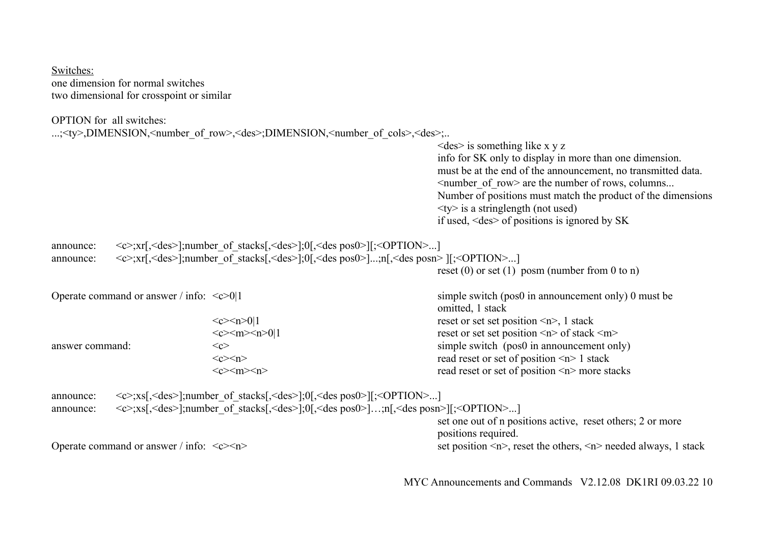Switches:
one dimension for normal switches
two dimensional for crosspoint or similar

OPTION for all switches:
...;<ty>,DIMENSION,<number_of_row>,<des>;DIMENSION,<number_of_cols>,<des>;..

<des> is something like x y z
info for SK only to display in more than one dimension.
must be at the end of the announcement, no transmitted data.
<number_of_row> are the number of rows, columns...
Number of positions must match the product of the dimensions
<ty> is a stringlength (not used)
if used, <des> of positions is ignored by SK

announce: <c>;xr[,<des>];number_of_stacks[,<des>];0[,<des pos0>][;<OPTION>...]
announce: <c>;xr[,<des>];number_of_stacks[,<des>];0[,<des pos0>]...;n[,<des posn> ][;<OPTION>...]

reset (0) or set (1) posm (number from 0 to n)

| | | |
|---|---|---|
| Operate command or answer / info: | <c>0\|1 | simple switch (pos0 in announcement only) 0 must be omitted, 1 stack |
| | <c><n>0\|1 | reset or set set position <n>, 1 stack |
| | <c><m><n>0\|1 | reset or set set position <n> of stack <m> |
| answer command: | <c> | simple switch (pos0 in announcement only) |
| | <c><n> | read reset or set of position <n> 1 stack |
| | <c><m><n> | read reset or set of position <n> more stacks |

announce: <c>;xs[,<des>];number_of_stacks[,<des>];0[,<des pos0>][;<OPTION>...]
announce: <c>;xs[,<des>];number_of_stacks[,<des>];0[,<des pos0>]…;n[,<des posn>][;<OPTION>...]

set one out of n positions active, reset others; 2 or more positions required.

Operate command or answer / info: <c><n> — set position <n>, reset the others, <n> needed always, 1 stack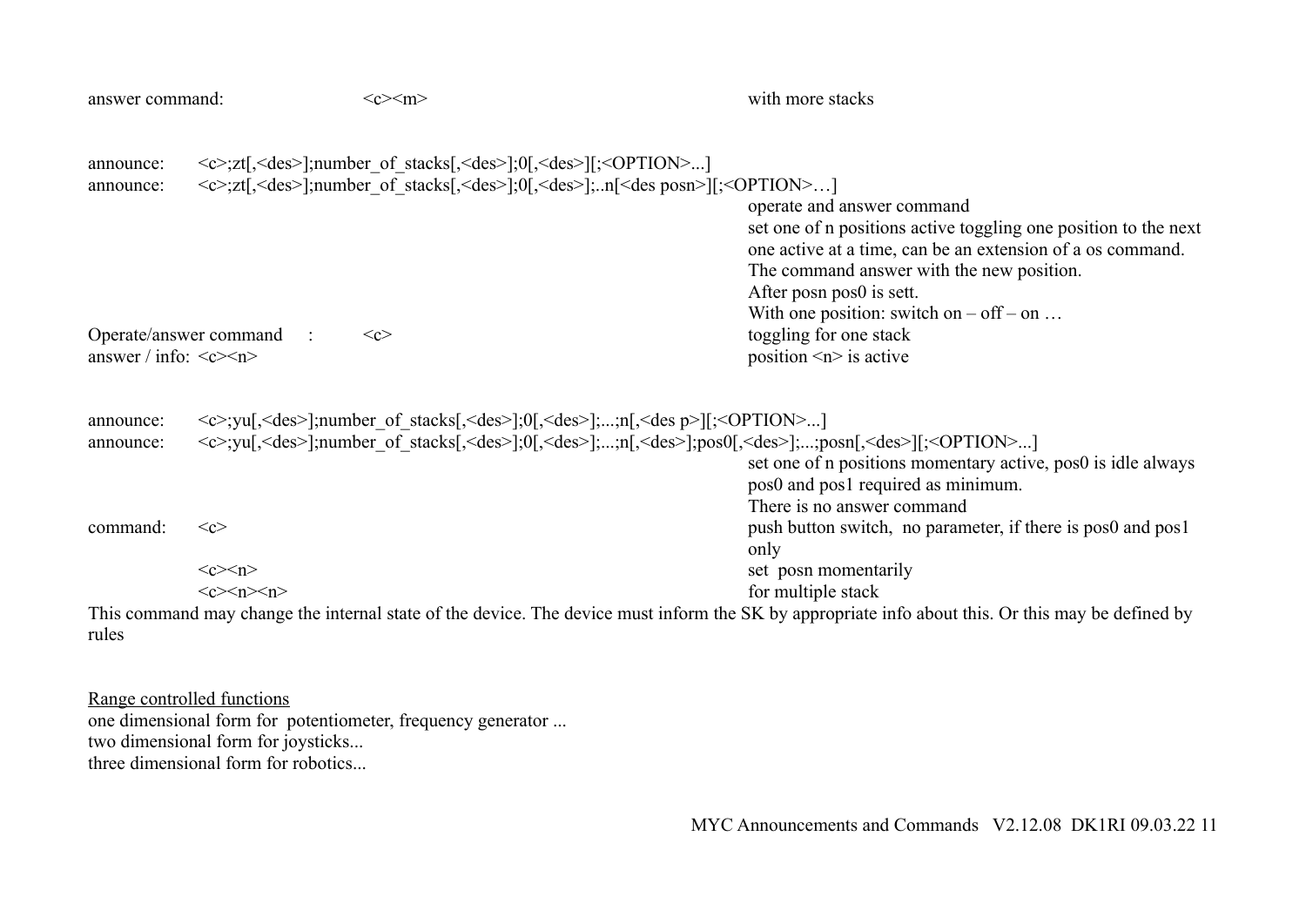answer command: <c><m> with more stacks

announce: <c>;zt[,<des>];number_of_stacks[,<des>];0[,<des>][;<OPTION>...]
announce: <c>;zt[,<des>];number_of_stacks[,<des>];0[,<des>];..n[<des posn>][;<OPTION>…]

operate and answer command
set one of n positions active toggling one position to the next one active at a time, can be an extension of a os command.
The command answer with the new position.
After posn pos0 is sett.
With one position: switch on – off – on …

Operate/answer command : <c> toggling for one stack
answer / info: <c><n> position <n> is active

announce: <c>;yu[,<des>];number_of_stacks[,<des>];0[,<des>];...;n[,<des p>][;<OPTION>...]
announce: <c>;yu[,<des>];number_of_stacks[,<des>];0[,<des>];...;n[,<des>];pos0[,<des>];...;posn[,<des>][;<OPTION>...]

set one of n positions momentary active, pos0 is idle always
pos0 and pos1 required as minimum.
There is no answer command

command: <c> push button switch, no parameter, if there is pos0 and pos1 only
<c><n> set posn momentarily
<c><n><n> for multiple stack

This command may change the internal state of the device. The device must inform the SK by appropriate info about this. Or this may be defined by rules

<u>Range controlled functions</u>

one dimensional form for potentiometer, frequency generator ...
two dimensional form for joysticks...
three dimensional form for robotics...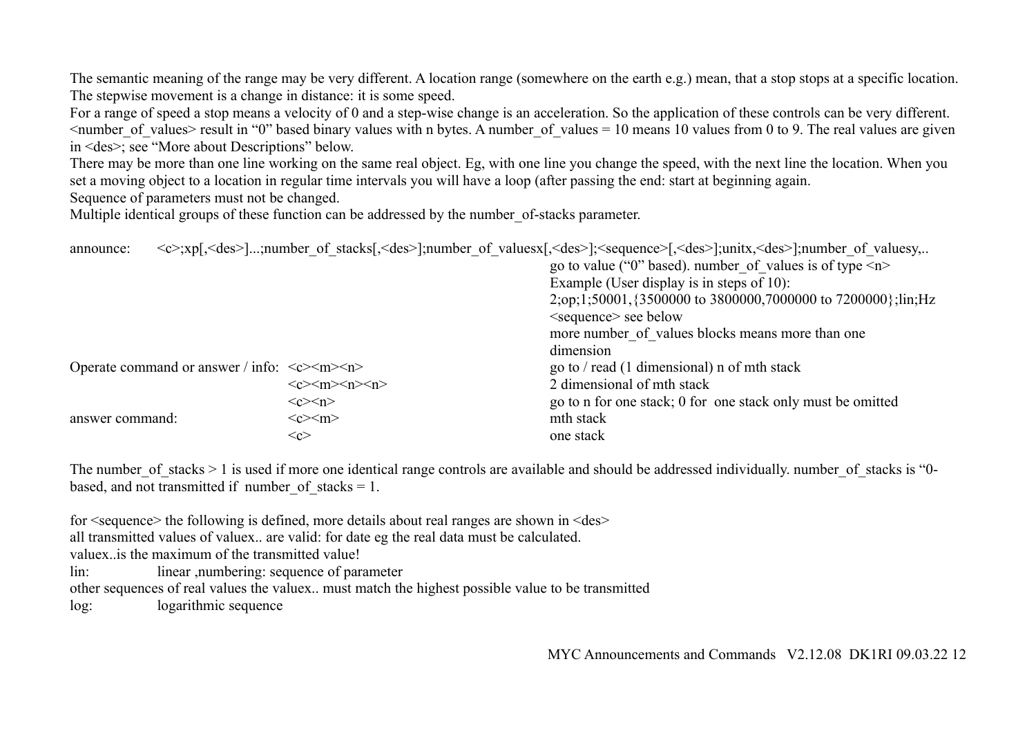The semantic meaning of the range may be very different. A location range (somewhere on the earth e.g.) mean, that a stop stops at a specific location. The stepwise movement is a change in distance: it is some speed.
For a range of speed a stop means a velocity of 0 and a step-wise change is an acceleration. So the application of these controls can be very different.
<number_of_values> result in "0" based binary values with n bytes. A number_of_values = 10 means 10 values from 0 to 9. The real values are given in <des>; see "More about Descriptions" below.
There may be more than one line working on the same real object. Eg, with one line you change the speed, with the next line the location. When you set a moving object to a location in regular time intervals you will have a loop (after passing the end: start at beginning again.
Sequence of parameters must not be changed.
Multiple identical groups of these function can be addressed by the number_of-stacks parameter.

| | | |
|---|---|---|
| announce: | <c>;xp[,<des>]...;number_of_stacks[,<des>];number_of_valuesx[,<des>];<sequence>[,<des>];unitx,<des>];number_of_valuesy,.. | |
| | | go to value ("0" based). number_of_values is of type <n> |
| | | Example (User display is in steps of 10): |
| | | 2;op;1;50001,{3500000 to 3800000,7000000 to 7200000};lin;Hz |
| | | <sequence> see below |
| | | more number_of_values blocks means more than one dimension |
| Operate command or answer / info: | <c><m><n> | go to / read (1 dimensional) n of mth stack |
| | <c><m><n><n> | 2 dimensional of mth stack |
| | <c><n> | go to n for one stack; 0 for one stack only must be omitted |
| answer command: | <c><m> | mth stack |
| | <c> | one stack |

The number_of_stacks > 1 is used if more one identical range controls are available and should be addressed individually. number_of_stacks is "0-based, and not transmitted if number_of_stacks = 1.

for <sequence> the following is defined, more details about real ranges are shown in <des>
all transmitted values of valuex.. are valid: for date eg the real data must be calculated.
valuex..is the maximum of the transmitted value!
lin: linear ,numbering: sequence of parameter
other sequences of real values the valuex.. must match the highest possible value to be transmitted
log: logarithmic sequence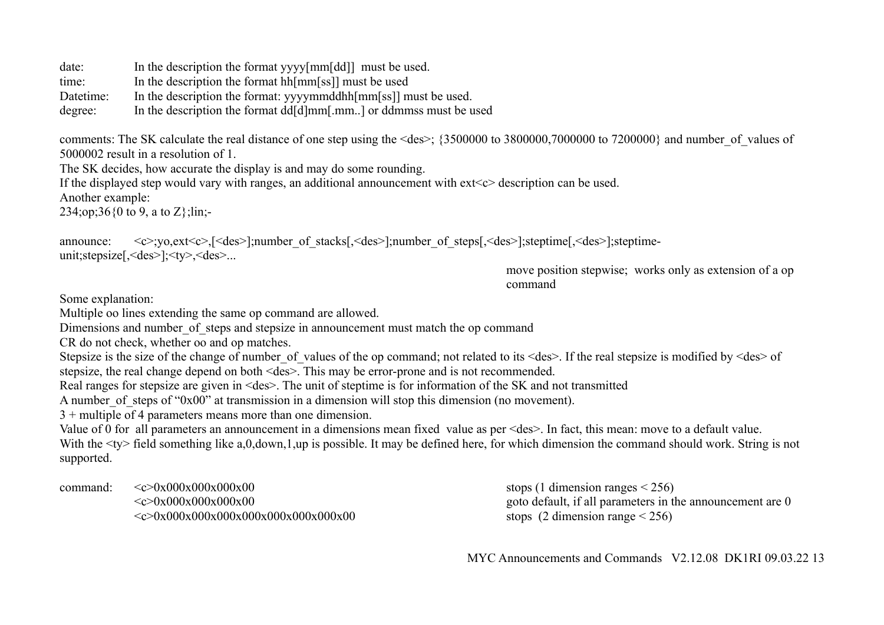date: In the description the format yyyy[mm[dd]] must be used.
time: In the description the format hh[mm[ss]] must be used
Datetime: In the description the format: yyyymmddhh[mm[ss]] must be used.
degree: In the description the format dd[d]mm[.mm..] or ddmmss must be used

comments: The SK calculate the real distance of one step using the <des>; {3500000 to 3800000,7000000 to 7200000} and number_of_values of 5000002 result in a resolution of 1.
The SK decides, how accurate the display is and may do some rounding.
If the displayed step would vary with ranges, an additional announcement with ext<c> description can be used.
Another example:
234;op;36{0 to 9, a to Z};lin;-

announce: <c>;yo,ext<c>,[<des>];number_of_stacks[,<des>];number_of_steps[,<des>];steptime[,<des>];steptime-unit;stepsize[,<des>];<ty>,<des>...

move position stepwise; works only as extension of a op command

Some explanation:
Multiple oo lines extending the same op command are allowed.
Dimensions and number_of_steps and stepsize in announcement must match the op command
CR do not check, whether oo and op matches.
Stepsize is the size of the change of number_of_values of the op command; not related to its <des>. If the real stepsize is modified by <des> of stepsize, the real change depend on both <des>. This may be error-prone and is not recommended.
Real ranges for stepsize are given in <des>. The unit of steptime is for information of the SK and not transmitted
A number_of_steps of "0x00" at transmission in a dimension will stop this dimension (no movement).
3 + multiple of 4 parameters means more than one dimension.
Value of 0 for all parameters an announcement in a dimensions mean fixed value as per <des>. In fact, this mean: move to a default value.
With the <ty> field something like a,0,down,1,up is possible. It may be defined here, for which dimension the command should work. String is not supported.

| | | |
|---|---|---|
| command: | <c>0x000x000x000x00 | stops (1 dimension ranges < 256) |
| | <c>0x000x000x000x00 | goto default, if all parameters in the announcement are 0 |
| | <c>0x000x000x000x000x000x000x00 | stops (2 dimension range < 256) |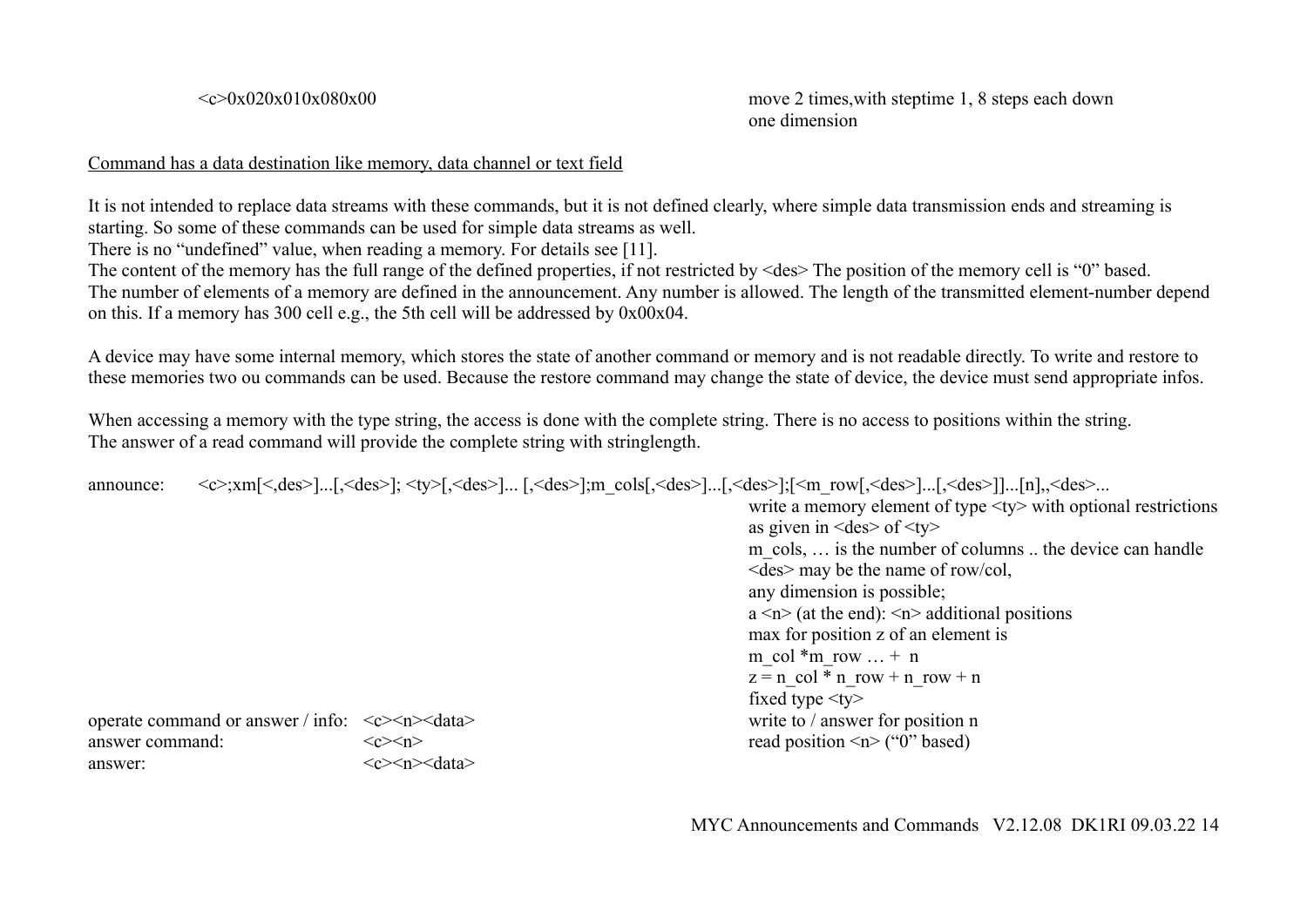<c>0x020x010x080x00 — move 2 times,with steptime 1, 8 steps each down one dimension

<u>Command has a data destination like memory, data channel or text field</u>

It is not intended to replace data streams with these commands, but it is not defined clearly, where simple data transmission ends and streaming is starting. So some of these commands can be used for simple data streams as well.
There is no “undefined” value, when reading a memory. For details see [11].
The content of the memory has the full range of the defined properties, if not restricted by <des> The position of the memory cell is “0” based.
The number of elements of a memory are defined in the announcement. Any number is allowed. The length of the transmitted element-number depend on this. If a memory has 300 cell e.g., the 5th cell will be addressed by 0x00x04.

A device may have some internal memory, which stores the state of another command or memory and is not readable directly. To write and restore to these memories two ou commands can be used. Because the restore command may change the state of device, the device must send appropriate infos.

When accessing a memory with the type string, the access is done with the complete string. There is no access to positions within the string.
The answer of a read command will provide the complete string with stringlength.

announce: <c>;xm[<,des>]...[,<des>]; <ty>[,<des>]... [,<des>];m_cols[,<des>]...[,<des>];[<m_row[,<des>]...[,<des>]]...[n],,<des>...

write a memory element of type <ty> with optional restrictions as given in <des> of <ty>
m_cols, … is the number of columns .. the device can handle
<des> may be the name of row/col,
any dimension is possible;
a <n> (at the end): <n> additional positions
max for position z of an element is
m_col *m_row … + n
z = n_col * n_row + n_row + n
fixed type <ty>

| | | |
|---|---|---|
| operate command or answer / info: | <c><n><data> | write to / answer for position n |
| answer command: | <c><n> | read position <n> (“0” based) |
| answer: | <c><n><data> | |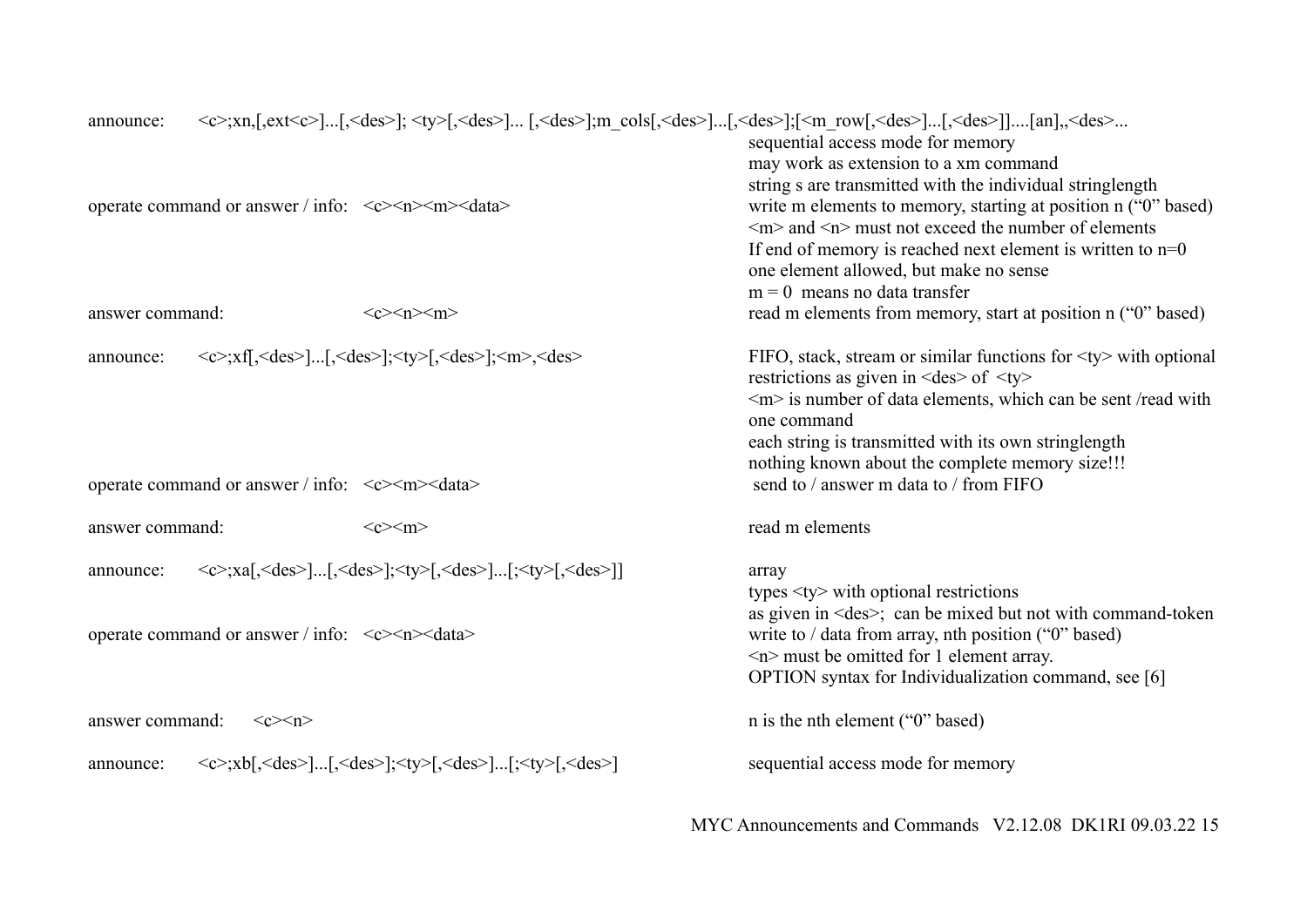announce: <c>;xn,[,ext<c>]...[,<des>]; <ty>[,<des>]... [,<des>];m_cols[,<des>]...[,<des>];[<m_row[,<des>]...[,<des>]]....[an],,<des>...

sequential access mode for memory
may work as extension to a xm command
string s are transmitted with the individual stringlength

operate command or answer / info: <c><n><m><data>

write m elements to memory, starting at position n ("0" based)
<m> and <n> must not exceed the number of elements
If end of memory is reached next element is written to n=0
one element allowed, but make no sense
m = 0 means no data transfer

answer command: <c><n><m>

read m elements from memory, start at position n ("0" based)

announce: <c>;xf[,<des>]...[,<des>];<ty>[,<des>];<m>,<des>

FIFO, stack, stream or similar functions for <ty> with optional restrictions as given in <des> of <ty>
<m> is number of data elements, which can be sent /read with one command
each string is transmitted with its own stringlength
nothing known about the complete memory size!!!

operate command or answer / info: <c><m><data>

send to / answer m data to / from FIFO

answer command: <c><m>

read m elements

announce: <c>;xa[,<des>]...[,<des>];<ty>[,<des>]...[;<ty>[,<des>]]

array
types <ty> with optional restrictions
as given in <des>; can be mixed but not with command-token

operate command or answer / info: <c><n><data>

write to / data from array, nth position ("0" based)
<n> must be omitted for 1 element array.
OPTION syntax for Individualization command, see [6]

answer command: <c><n>

n is the nth element ("0" based)

announce: <c>;xb[,<des>]...[,<des>];<ty>[,<des>]...[;<ty>[,<des>]

sequential access mode for memory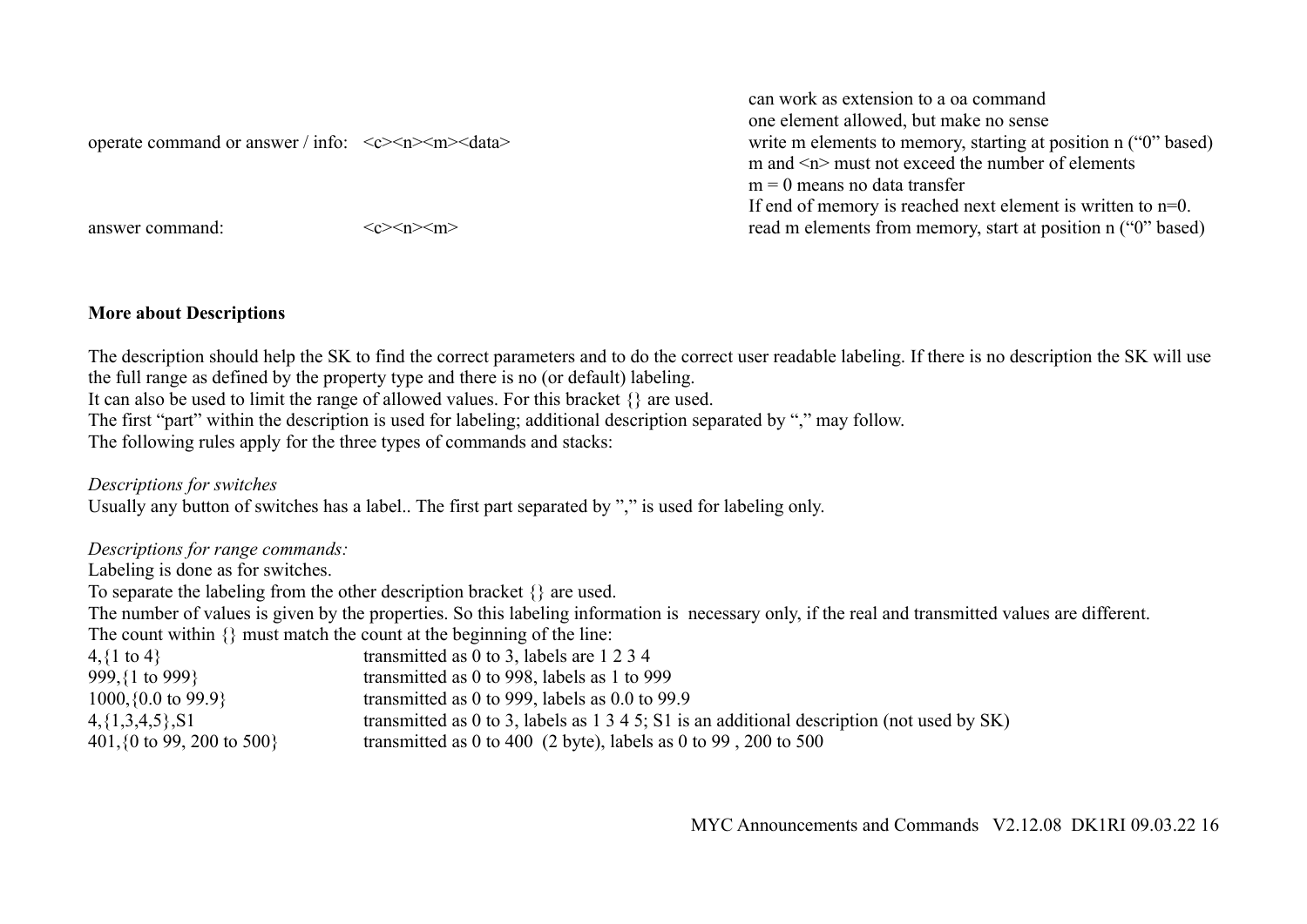| | | |
|---|---|---|
| | | can work as extension to a oa command |
| | | one element allowed, but make no sense |
| operate command or answer / info: | <c><n><m><data> | write m elements to memory, starting at position n (“0” based) |
| | | m and <n> must not exceed the number of elements |
| | | m = 0 means no data transfer |
| | | If end of memory is reached next element is written to n=0. |
| answer command: | <c><n><m> | read m elements from memory, start at position n (“0” based) |

**More about Descriptions**

The description should help the SK to find the correct parameters and to do the correct user readable labeling. If there is no description the SK will use the full range as defined by the property type and there is no (or default) labeling.
It can also be used to limit the range of allowed values. For this bracket {} are used.
The first “part” within the description is used for labeling; additional description separated by “,” may follow.
The following rules apply for the three types of commands and stacks:

*Descriptions for switches*
Usually any button of switches has a label.. The first part separated by ”,” is used for labeling only.

*Descriptions for range commands:*
Labeling is done as for switches.
To separate the labeling from the other description bracket {} are used.
The number of values is given by the properties. So this labeling information is  necessary only, if the real and transmitted values are different.
The count within {} must match the count at the beginning of the line:

| | |
|---|---|
| 4,{1 to 4} | transmitted as 0 to 3, labels are 1 2 3 4 |
| 999,{1 to 999} | transmitted as 0 to 998, labels as 1 to 999 |
| 1000,{0.0 to 99.9} | transmitted as 0 to 999, labels as 0.0 to 99.9 |
| 4,{1,3,4,5},S1 | transmitted as 0 to 3, labels as 1 3 4 5; S1 is an additional description (not used by SK) |
| 401,{0 to 99, 200 to 500} | transmitted as 0 to 400  (2 byte), labels as 0 to 99 , 200 to 500 |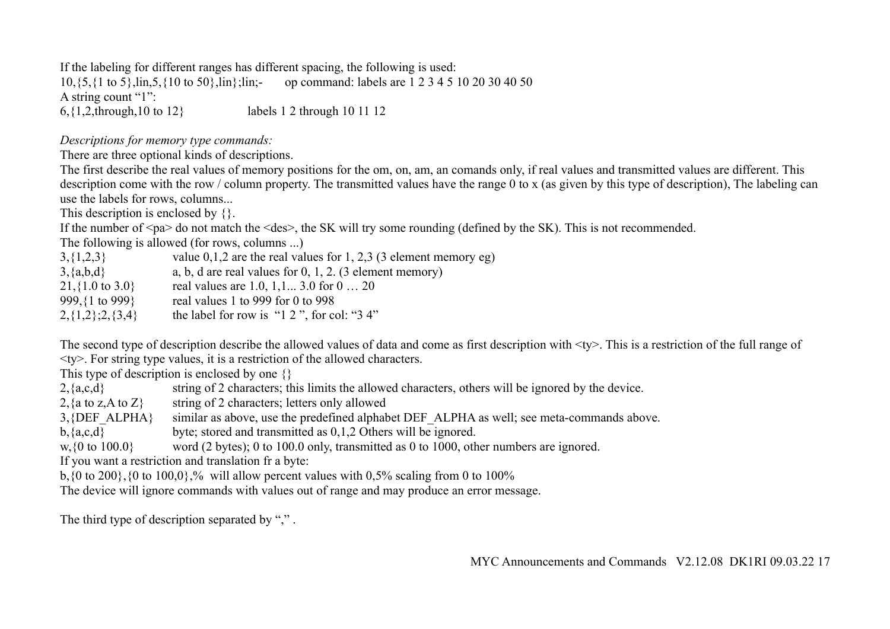If the labeling for different ranges has different spacing, the following is used:

10,{5,{1 to 5},lin,5,{10 to 50},lin};lin;-    op command: labels are 1 2 3 4 5 10 20 30 40 50

A string count "1":

6,{1,2,through,10 to 12}    labels 1 2 through 10 11 12

*Descriptions for memory type commands:*

There are three optional kinds of descriptions.

The first describe the real values of memory positions for the om, on, am, an comands only, if real values and transmitted values are different. This description come with the row / column property. The transmitted values have the range 0 to x (as given by this type of description), The labeling can use the labels for rows, columns...

This description is enclosed by {}.

If the number of <pa> do not match the <des>, the SK will try some rounding (defined by the SK). This is not recommended.

The following is allowed (for rows, columns ...)

| | |
|---|---|
| 3,{1,2,3} | value 0,1,2 are the real values for 1, 2,3 (3 element memory eg) |
| 3,{a,b,d} | a, b, d are real values for 0, 1, 2. (3 element memory) |
| 21,{1.0 to 3.0} | real values are 1.0, 1,1... 3.0 for 0 … 20 |
| 999,{1 to 999} | real values 1 to 999 for 0 to 998 |
| 2,{1,2};2,{3,4} | the label for row is "1 2 ", for col: "3 4" |

The second type of description describe the allowed values of data and come as first description with <ty>. This is a restriction of the full range of <ty>. For string type values, it is a restriction of the allowed characters.

This type of description is enclosed by one {}

| | |
|---|---|
| 2,{a,c,d} | string of 2 characters; this limits the allowed characters, others will be ignored by the device. |
| 2,{a to z,A to Z} | string of 2 characters; letters only allowed |
| 3,{DEF_ALPHA} | similar as above, use the predefined alphabet DEF_ALPHA as well; see meta-commands above. |
| b,{a,c,d} | byte; stored and transmitted as 0,1,2 Others will be ignored. |
| w,{0 to 100.0} | word (2 bytes); 0 to 100.0 only, transmitted as 0 to 1000, other numbers are ignored. |

If you want a restriction and translation fr a byte:

b,{0 to 200},{0 to 100,0},%  will allow percent values with 0,5% scaling from 0 to 100%

The device will ignore commands with values out of range and may produce an error message.

The third type of description separated by ",".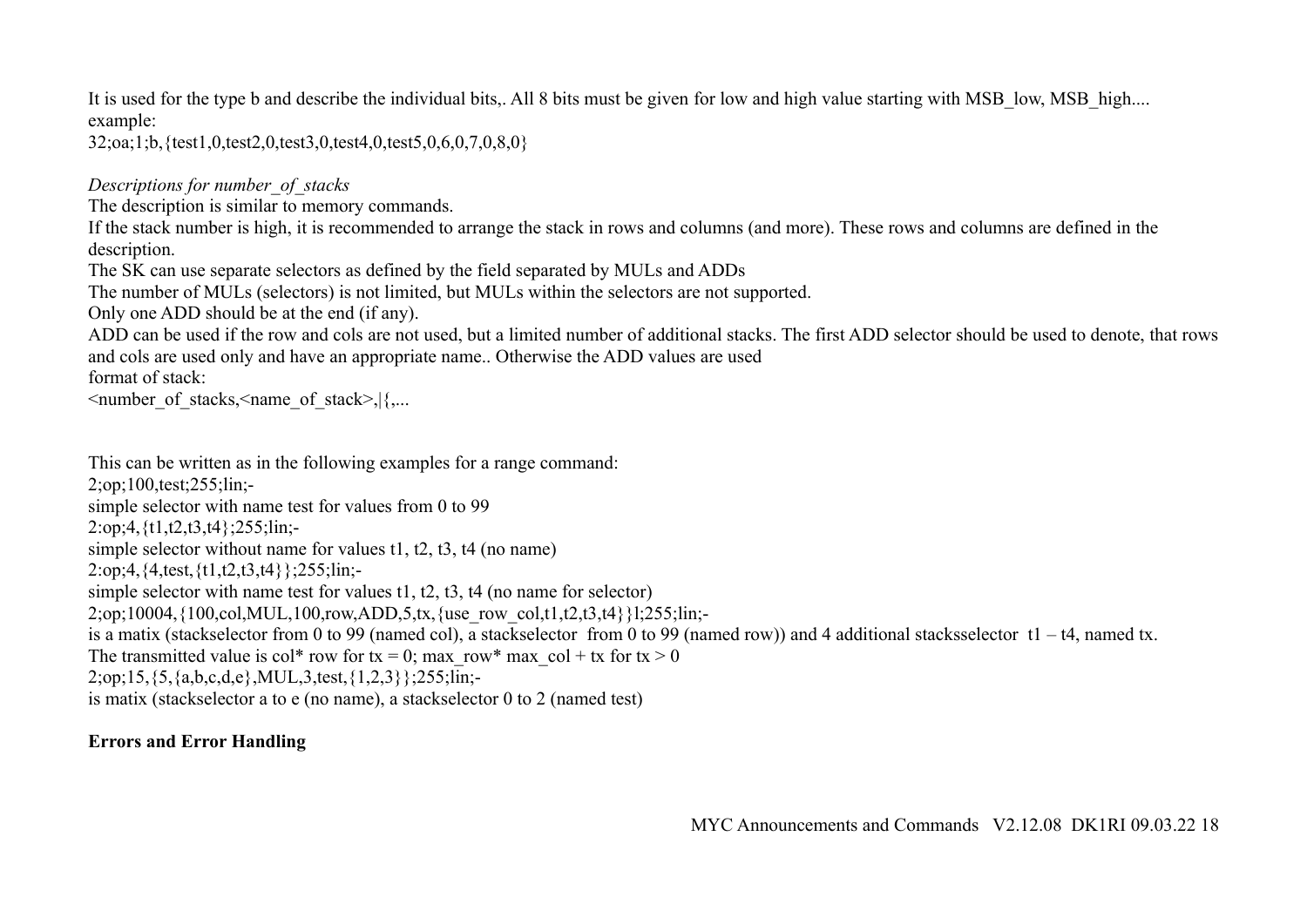It is used for the type b and describe the individual bits,. All 8 bits must be given for low and high value starting with MSB_low, MSB_high....
example:
32;oa;1;b,{test1,0,test2,0,test3,0,test4,0,test5,0,6,0,7,0,8,0}

*Descriptions for number_of_stacks*
The description is similar to memory commands.
If the stack number is high, it is recommended to arrange the stack in rows and columns (and more). These rows and columns are defined in the description.
The SK can use separate selectors as defined by the field separated by MULs and ADDs
The number of MULs (selectors) is not limited, but MULs within the selectors are not supported.
Only one ADD should be at the end (if any).
ADD can be used if the row and cols are not used, but a limited number of additional stacks. The first ADD selector should be used to denote, that rows and cols are used only and have an appropriate name.. Otherwise the ADD values are used
format of stack:
<number_of_stacks,<name_of_stack>,|{,...

This can be written as in the following examples for a range command:
2;op;100,test;255;lin;-
simple selector with name test for values from 0 to 99
2:op;4,{t1,t2,t3,t4};255;lin;-
simple selector without name for values t1, t2, t3, t4 (no name)
2:op;4,{4,test,{t1,t2,t3,t4}};255;lin;-
simple selector with name test for values t1, t2, t3, t4 (no name for selector)
2;op;10004,{100,col,MUL,100,row,ADD,5,tx,{use_row_col,t1,t2,t3,t4}}l;255;lin;-
is a matix (stackselector from 0 to 99 (named col), a stackselector from 0 to 99 (named row)) and 4 additional stacksselector t1 – t4, named tx.
The transmitted value is col* row for tx = 0; max_row* max_col + tx for tx > 0
2;op;15,{5,{a,b,c,d,e},MUL,3,test,{1,2,3}};255;lin;-
is matix (stackselector a to e (no name), a stackselector 0 to 2 (named test)

**Errors and Error Handling**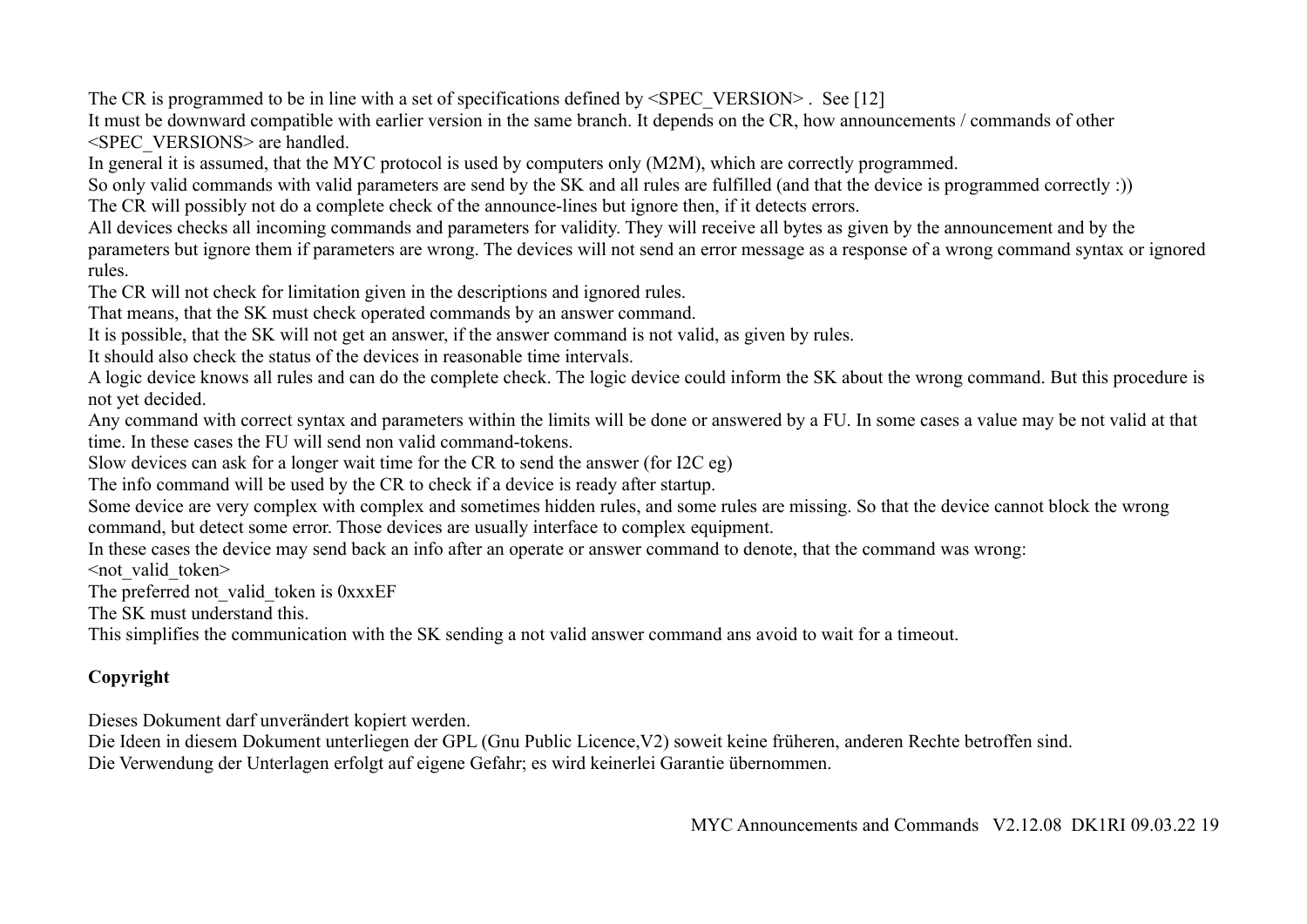The CR is programmed to be in line with a set of specifications defined by <SPEC_VERSION> . See [12]
It must be downward compatible with earlier version in the same branch. It depends on the CR, how announcements / commands of other <SPEC_VERSIONS> are handled.
In general it is assumed, that the MYC protocol is used by computers only (M2M), which are correctly programmed.
So only valid commands with valid parameters are send by the SK and all rules are fulfilled (and that the device is programmed correctly :))
The CR will possibly not do a complete check of the announce-lines but ignore then, if it detects errors.
All devices checks all incoming commands and parameters for validity. They will receive all bytes as given by the announcement and by the parameters but ignore them if parameters are wrong. The devices will not send an error message as a response of a wrong command syntax or ignored rules.
The CR will not check for limitation given in the descriptions and ignored rules.
That means, that the SK must check operated commands by an answer command.
It is possible, that the SK will not get an answer, if the answer command is not valid, as given by rules.
It should also check the status of the devices in reasonable time intervals.
A logic device knows all rules and can do the complete check. The logic device could inform the SK about the wrong command. But this procedure is not yet decided.
Any command with correct syntax and parameters within the limits will be done or answered by a FU. In some cases a value may be not valid at that time. In these cases the FU will send non valid command-tokens.
Slow devices can ask for a longer wait time for the CR to send the answer (for I2C eg)
The info command will be used by the CR to check if a device is ready after startup.
Some device are very complex with complex and sometimes hidden rules, and some rules are missing. So that the device cannot block the wrong command, but detect some error. Those devices are usually interface to complex equipment.
In these cases the device may send back an info after an operate or answer command to denote, that the command was wrong:
<not_valid_token>
The preferred not_valid_token is 0xxxEF
The SK must understand this.
This simplifies the communication with the SK sending a not valid answer command ans avoid to wait for a timeout.

**Copyright**

Dieses Dokument darf unverändert kopiert werden.
Die Ideen in diesem Dokument unterliegen der GPL (Gnu Public Licence,V2) soweit keine früheren, anderen Rechte betroffen sind.
Die Verwendung der Unterlagen erfolgt auf eigene Gefahr; es wird keinerlei Garantie übernommen.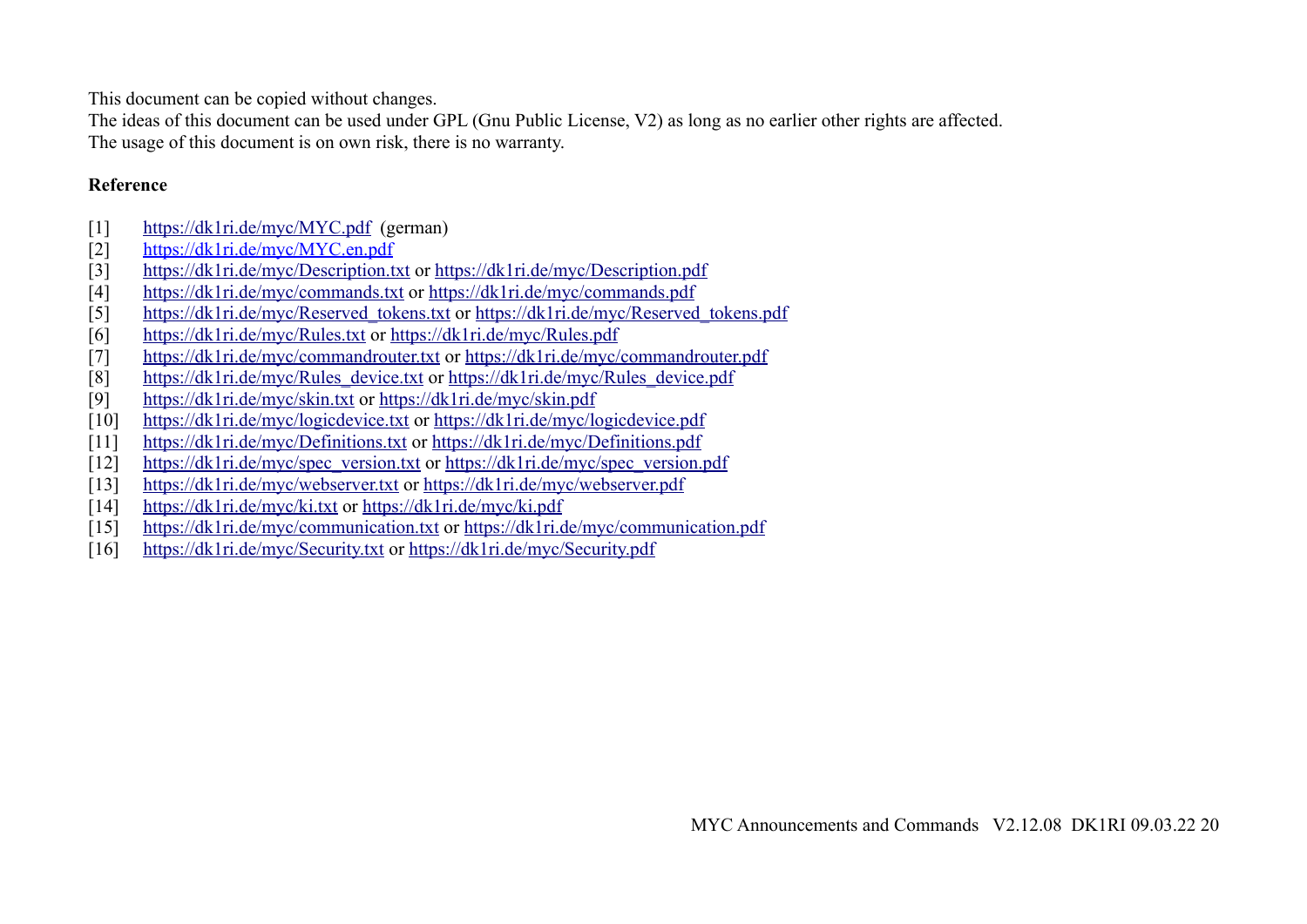This document can be copied without changes.
The ideas of this document can be used under GPL (Gnu Public License, V2) as long as no earlier other rights are affected.
The usage of this document is on own risk, there is no warranty.

**Reference**

[1] https://dk1ri.de/myc/MYC.pdf (german)
[2] https://dk1ri.de/myc/MYC.en.pdf
[3] https://dk1ri.de/myc/Description.txt or https://dk1ri.de/myc/Description.pdf
[4] https://dk1ri.de/myc/commands.txt or https://dk1ri.de/myc/commands.pdf
[5] https://dk1ri.de/myc/Reserved_tokens.txt or https://dk1ri.de/myc/Reserved_tokens.pdf
[6] https://dk1ri.de/myc/Rules.txt or https://dk1ri.de/myc/Rules.pdf
[7] https://dk1ri.de/myc/commandrouter.txt or https://dk1ri.de/myc/commandrouter.pdf
[8] https://dk1ri.de/myc/Rules_device.txt or https://dk1ri.de/myc/Rules_device.pdf
[9] https://dk1ri.de/myc/skin.txt or https://dk1ri.de/myc/skin.pdf
[10] https://dk1ri.de/myc/logicdevice.txt or https://dk1ri.de/myc/logicdevice.pdf
[11] https://dk1ri.de/myc/Definitions.txt or https://dk1ri.de/myc/Definitions.pdf
[12] https://dk1ri.de/myc/spec_version.txt or https://dk1ri.de/myc/spec_version.pdf
[13] https://dk1ri.de/myc/webserver.txt or https://dk1ri.de/myc/webserver.pdf
[14] https://dk1ri.de/myc/ki.txt or https://dk1ri.de/myc/ki.pdf
[15] https://dk1ri.de/myc/communication.txt or https://dk1ri.de/myc/communication.pdf
[16] https://dk1ri.de/myc/Security.txt or https://dk1ri.de/myc/Security.pdf